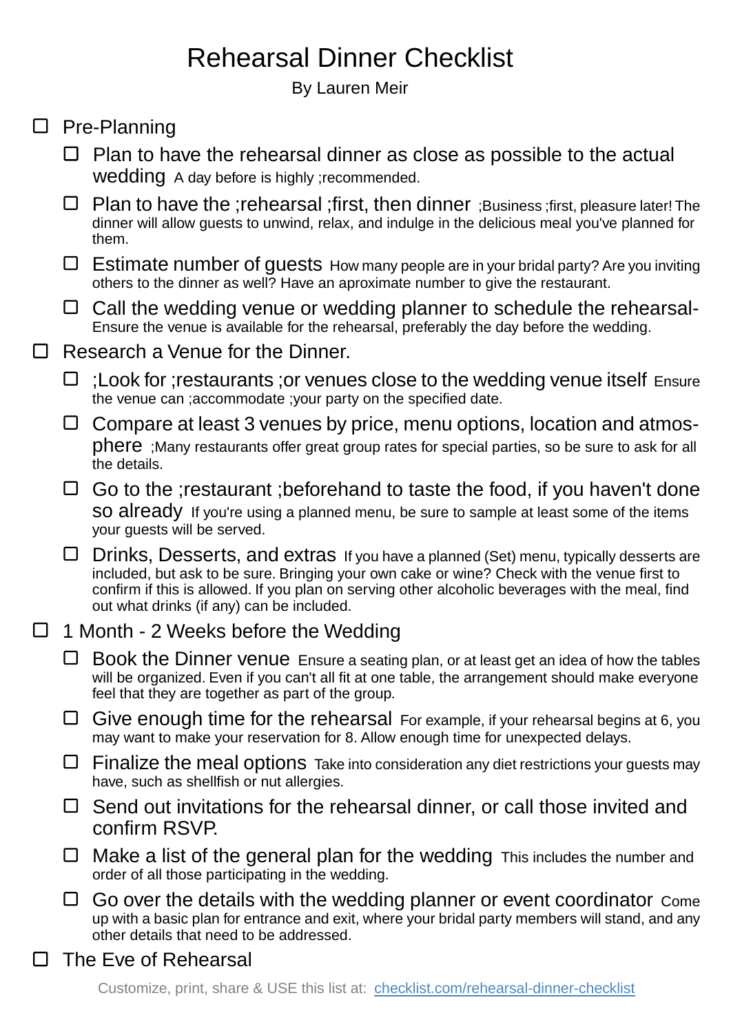# Rehearsal Dinner Checklist

By Lauren Meir

- [ ] Pre-Planning
  - [ ] Plan to have the rehearsal dinner as close as possible to the actual wedding A day before is highly ;recommended.
  - [ ] Plan to have the ;rehearsal ;first, then dinner ;Business ;first, pleasure later! The dinner will allow guests to unwind, relax, and indulge in the delicious meal you've planned for them.
  - [ ] Estimate number of guests How many people are in your bridal party? Are you inviting others to the dinner as well? Have an aproximate number to give the restaurant.
  - [ ] Call the wedding venue or wedding planner to schedule the rehearsal- Ensure the venue is available for the rehearsal, preferably the day before the wedding.
- [ ] Research a Venue for the Dinner.
  - [ ] ;Look for ;restaurants ;or venues close to the wedding venue itself Ensure the venue can ;accommodate ;your party on the specified date.
  - [ ] Compare at least 3 venues by price, menu options, location and atmosphere ;Many restaurants offer great group rates for special parties, so be sure to ask for all the details.
  - [ ] Go to the ;restaurant ;beforehand to taste the food, if you haven't done so already If you're using a planned menu, be sure to sample at least some of the items your guests will be served.
  - [ ] Drinks, Desserts, and extras If you have a planned (Set) menu, typically desserts are included, but ask to be sure. Bringing your own cake or wine? Check with the venue first to confirm if this is allowed. If you plan on serving other alcoholic beverages with the meal, find out what drinks (if any) can be included.
- [ ] 1 Month - 2 Weeks before the Wedding
  - [ ] Book the Dinner venue Ensure a seating plan, or at least get an idea of how the tables will be organized. Even if you can't all fit at one table, the arrangement should make everyone feel that they are together as part of the group.
  - [ ] Give enough time for the rehearsal For example, if your rehearsal begins at 6, you may want to make your reservation for 8. Allow enough time for unexpected delays.
  - [ ] Finalize the meal options Take into consideration any diet restrictions your guests may have, such as shellfish or nut allergies.
  - [ ] Send out invitations for the rehearsal dinner, or call those invited and confirm RSVP.
  - [ ] Make a list of the general plan for the wedding This includes the number and order of all those participating in the wedding.
  - [ ] Go over the details with the wedding planner or event coordinator Come up with a basic plan for entrance and exit, where your bridal party members will stand, and any other details that need to be addressed.
- [ ] The Eve of Rehearsal

Customize, print, share & USE this list at: [checklist.com/rehearsal-dinner-checklist](checklist.com/rehearsal-dinner-checklist)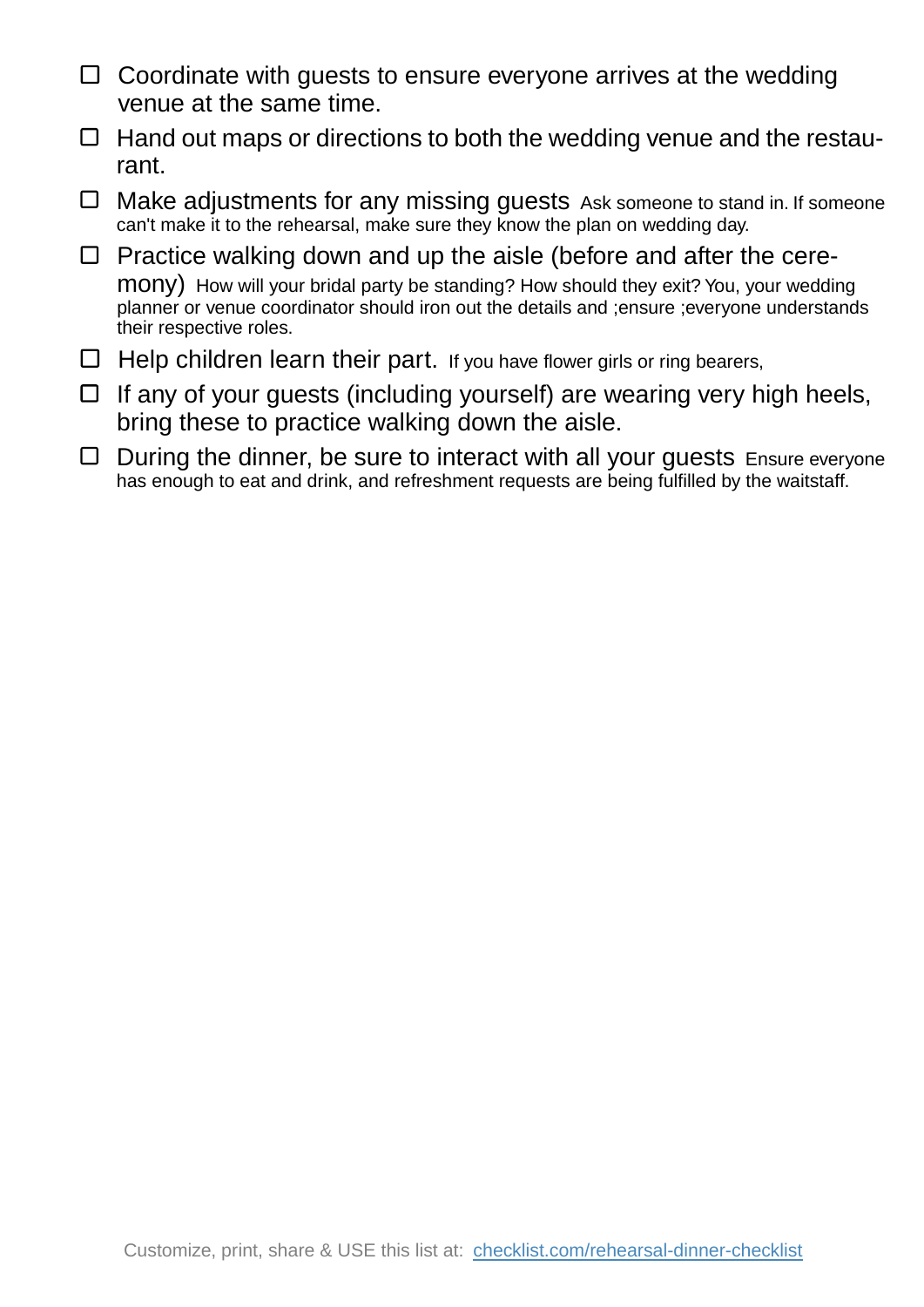- [ ] Coordinate with guests to ensure everyone arrives at the wedding venue at the same time.
- [ ] Hand out maps or directions to both the wedding venue and the restaurant.
- [ ] Make adjustments for any missing guests Ask someone to stand in. If someone can't make it to the rehearsal, make sure they know the plan on wedding day.
- [ ] Practice walking down and up the aisle (before and after the ceremony) How will your bridal party be standing? How should they exit? You, your wedding planner or venue coordinator should iron out the details and ;ensure ;everyone understands their respective roles.
- [ ] Help children learn their part. If you have flower girls or ring bearers,
- [ ] If any of your guests (including yourself) are wearing very high heels, bring these to practice walking down the aisle.
- [ ] During the dinner, be sure to interact with all your guests Ensure everyone has enough to eat and drink, and refreshment requests are being fulfilled by the waitstaff.

Customize, print, share & USE this list at: [checklist.com/rehearsal-dinner-checklist](https://checklist.com/rehearsal-dinner-checklist)